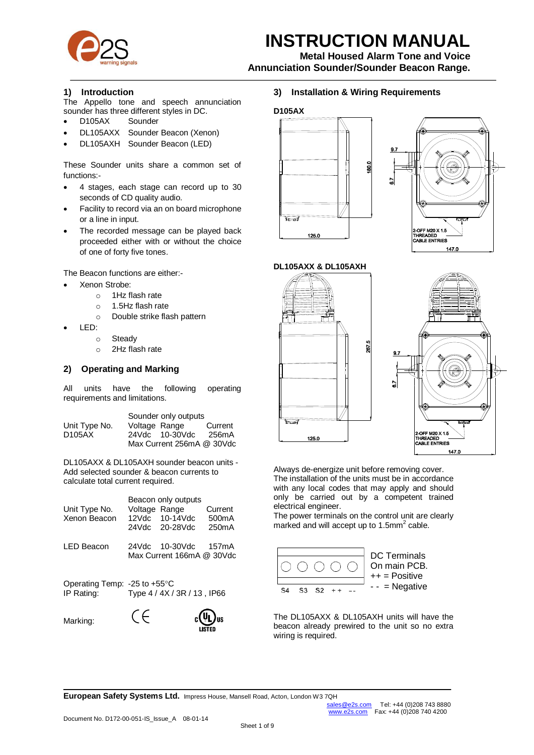# INSTRUCTION MANUAL

**Metal Housed Alarm Tone and Voice Annunciation Sounder/Sounder Beacon Range.**

## 1) Introduction

The Appello tone and speech annunciation sounder has three different styles in DC.

- D105AX Sounder
- DL105AXX Sounder Beacon (Xenon)
- DL105AXH Sounder Beacon (LED)

These Sounder units share a common set of functions:-

- 4 stages, each stage can record up to 30 seconds of CD quality audio.
- Facility to record via an on board microphone or a line in input.
- The recorded message can be played back proceeded either with or without the choice of one of forty five tones.

The Beacon functions are either:-

- Xenon Strobe:
  - 1Hz flash rate
  - 1.5Hz flash rate
  - Double strike flash pattern
- LED:
  - Steady
  - 2Hz flash rate

## 2) Operating and Marking

All units have the following operating requirements and limitations.

| Unit Type No. | Sounder only outputs Voltage | Range | Current |
|---|---|---|---|
| D105AX | 24Vdc | 10-30Vdc | 256mA |
| | Max Current 256mA @ 30Vdc | | |

DL105AXX & DL105AXH sounder beacon units - Add selected sounder & beacon currents to calculate total current required.

| Unit Type No. | Beacon only outputs Voltage | Range | Current |
|---|---|---|---|
| Xenon Beacon | 12Vdc | 10-14Vdc | 500mA |
| | 24Vdc | 20-28Vdc | 250mA |
| LED Beacon | 24Vdc | 10-30Vdc | 157mA |
| | Max Current 166mA @ 30Vdc | | |

Operating Temp: -25 to +55°C
IP Rating: Type 4 / 4X / 3R / 13 , IP66

Marking: CE, c UL us LISTED

## 3) Installation & Wiring Requirements

**D105AX**

180.0, 125.0, 9.7, 6.7, 2-OFF M20 X 1.5 THREADED CABLE ENTRIES, 147.0

**DL105AXX & DL105AXH**

287.5, 125.0, 9.7, 6.7, 2-OFF M20 X 1.5 THREADED CABLE ENTRIES, 147.0

Always de-energize unit before removing cover. The installation of the units must be in accordance with any local codes that may apply and should only be carried out by a competent trained electrical engineer.
The power terminals on the control unit are clearly marked and will accept up to 1.5mm$^2$ cable.

S4 S3 S2 ++ --

DC Terminals On main PCB.
++ = Positive
-- = Negative

The DL105AXX & DL105AXH units will have the beacon already prewired to the unit so no extra wiring is required.

**European Safety Systems Ltd.** Impress House, Mansell Road, Acton, London W3 7QH
sales@e2s.com Tel: +44 (0)208 743 8880
www.e2s.com Fax: +44 (0)208 740 4200

Document No. D172-00-051-IS_Issue_A 08-01-14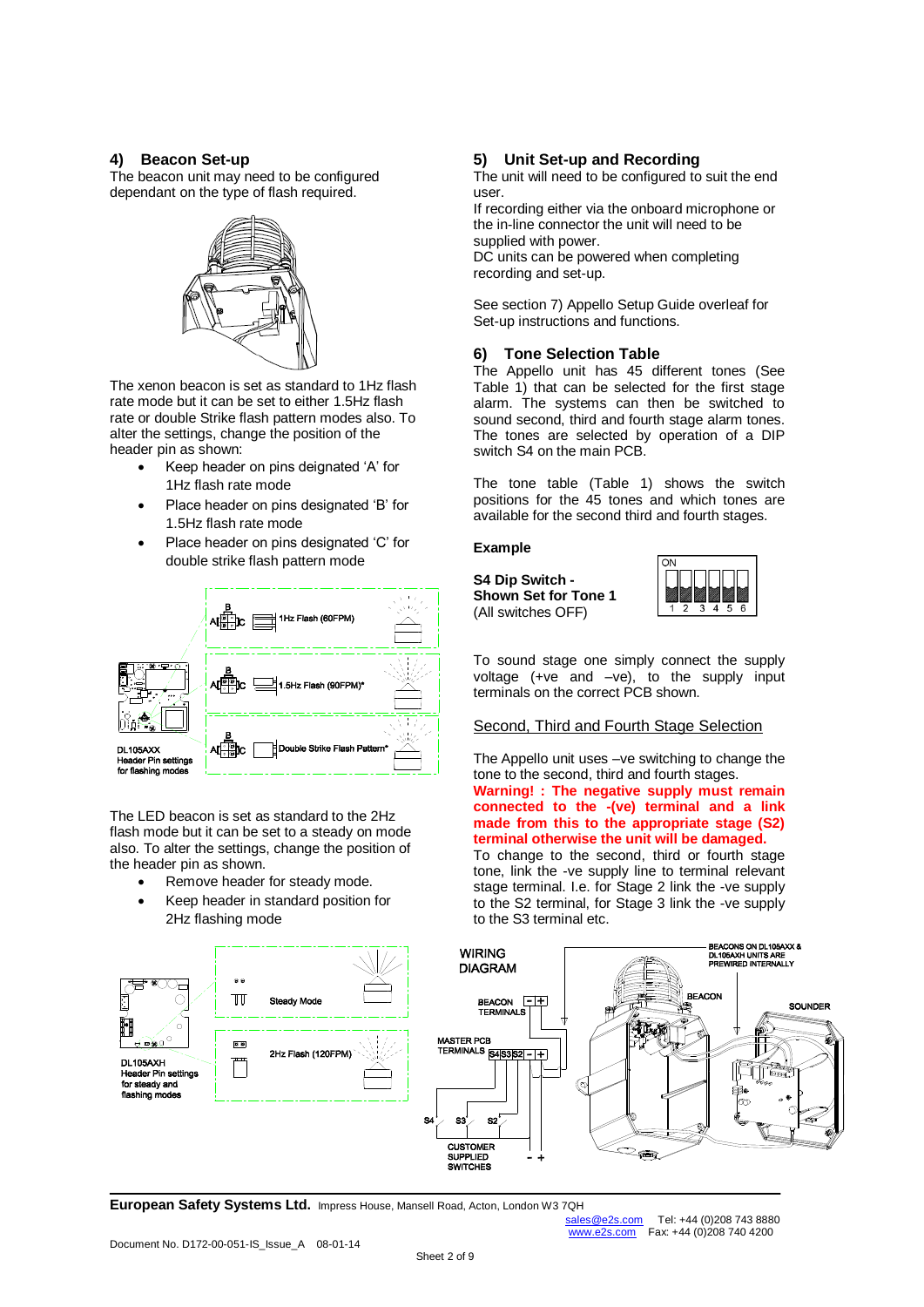## 4) Beacon Set-up

The beacon unit may need to be configured dependant on the type of flash required.

The xenon beacon is set as standard to 1Hz flash rate mode but it can be set to either 1.5Hz flash rate or double Strike flash pattern modes also. To alter the settings, change the position of the header pin as shown:

- Keep header on pins deignated 'A' for 1Hz flash rate mode
- Place header on pins designated 'B' for 1.5Hz flash rate mode
- Place header on pins designated 'C' for double strike flash pattern mode

DL105AXX Header Pin settings for flashing modes

1Hz Flash (60FPM)

1.5Hz Flash (90FPM)*

Double Strike Flash Pattern*

The LED beacon is set as standard to the 2Hz flash mode but it can be set to a steady on mode also. To alter the settings, change the position of the header pin as shown.

- Remove header for steady mode.
- Keep header in standard position for 2Hz flashing mode

DL105AXH Header Pin settings for steady and flashing modes

Steady Mode

2Hz Flash (120FPM)

## 5) Unit Set-up and Recording

The unit will need to be configured to suit the end user.

If recording either via the onboard microphone or the in-line connector the unit will need to be supplied with power.

DC units can be powered when completing recording and set-up.

See section 7) Appello Setup Guide overleaf for Set-up instructions and functions.

## 6) Tone Selection Table

The Appello unit has 45 different tones (See Table 1) that can be selected for the first stage alarm. The systems can then be switched to sound second, third and fourth stage alarm tones. The tones are selected by operation of a DIP switch S4 on the main PCB.

The tone table (Table 1) shows the switch positions for the 45 tones and which tones are available for the second third and fourth stages.

**Example**

**S4 Dip Switch - Shown Set for Tone 1**
(All switches OFF)

To sound stage one simply connect the supply voltage (+ve and –ve), to the supply input terminals on the correct PCB shown.

Second, Third and Fourth Stage Selection

The Appello unit uses –ve switching to change the tone to the second, third and fourth stages.

**Warning! : The negative supply must remain connected to the -(ve) terminal and a link made from this to the appropriate stage (S2) terminal otherwise the unit will be damaged.**

To change to the second, third or fourth stage tone, link the -ve supply line to terminal relevant stage terminal. I.e. for Stage 2 link the -ve supply to the S2 terminal, for Stage 3 link the -ve supply to the S3 terminal etc.

WIRING DIAGRAM

BEACON TERMINALS – +

MASTER PCB TERMINALS S4 S3 S2 – +

S4 S3 S2

CUSTOMER SUPPLIED SWITCHES – +

BEACONS ON DL105AXX & DL105AXH UNITS ARE PREWIRED INTERNALLY

BEACON

SOUNDER

**European Safety Systems Ltd.** Impress House, Mansell Road, Acton, London W3 7QH

sales@e2s.com Tel: +44 (0)208 743 8880
www.e2s.com Fax: +44 (0)208 740 4200

Document No. D172-00-051-IS_Issue_A 08-01-14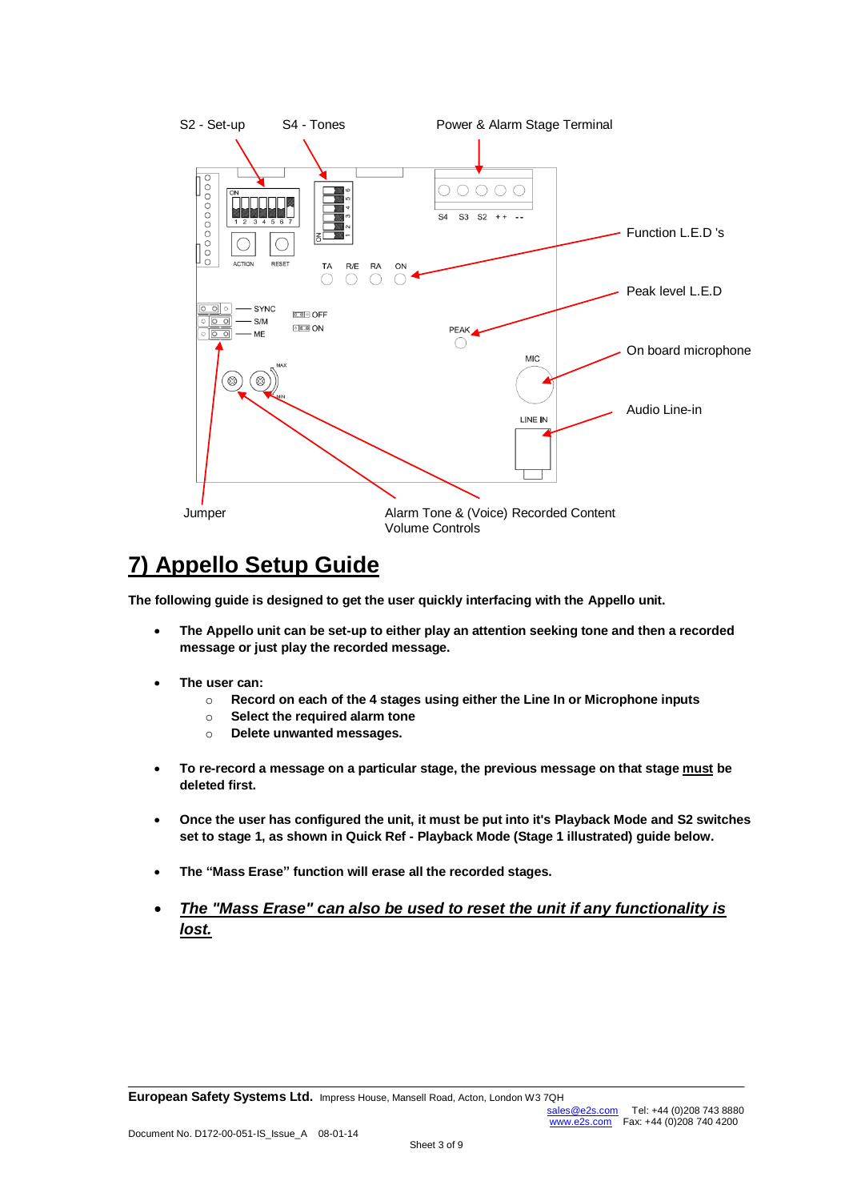S2 - Set-up

S4 - Tones

Power & Alarm Stage Terminal

Function L.E.D 's

Peak level L.E.D

On board microphone

Audio Line-in

Jumper

Alarm Tone & (Voice) Recorded Content Volume Controls

# 7) Appello Setup Guide

**The following guide is designed to get the user quickly interfacing with the Appello unit.**

- **The Appello unit can be set-up to either play an attention seeking tone and then a recorded message or just play the recorded message.**

- **The user can:**
  - **Record on each of the 4 stages using either the Line In or Microphone inputs**
  - **Select the required alarm tone**
  - **Delete unwanted messages.**

- **To re-record a message on a particular stage, the previous message on that stage <u>must</u> be deleted first.**

- **Once the user has configured the unit, it must be put into it's Playback Mode and S2 switches set to stage 1, as shown in Quick Ref - Playback Mode (Stage 1 illustrated) guide below.**

- **The "Mass Erase" function will erase all the recorded stages.**

- ***<u>The "Mass Erase" can also be used to reset the unit if any functionality is lost.</u>***

**European Safety Systems Ltd.** Impress House, Mansell Road, Acton, London W3 7QH
sales@e2s.com Tel: +44 (0)208 743 8880
www.e2s.com Fax: +44 (0)208 740 4200

Document No. D172-00-051-IS_Issue_A 08-01-14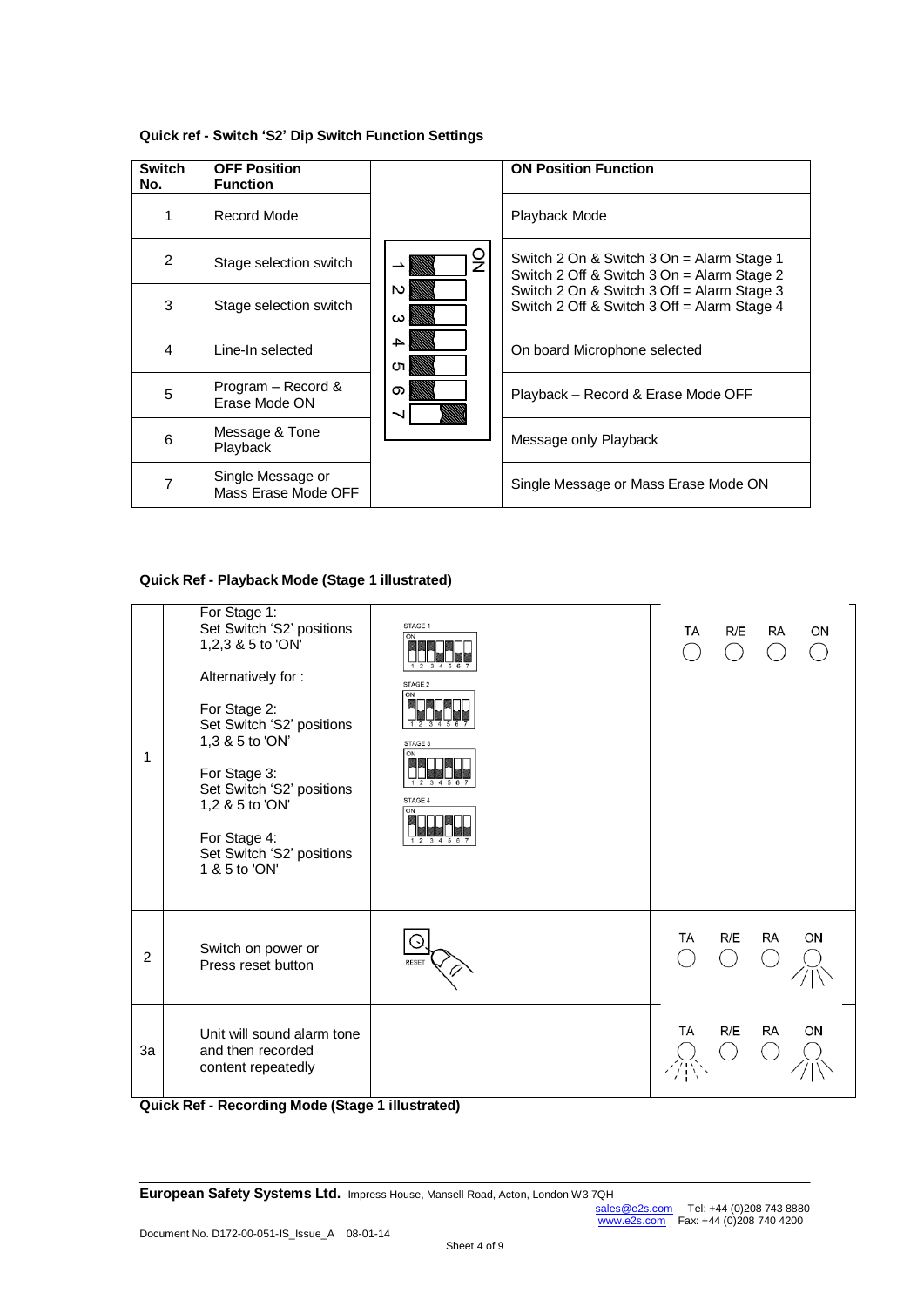**Quick ref - Switch 'S2' Dip Switch Function Settings**

| Switch No. | OFF Position Function | | ON Position Function |
|---|---|---|---|
| 1 | Record Mode | | Playback Mode |
| 2 | Stage selection switch | | Switch 2 On & Switch 3 On = Alarm Stage 1<br>Switch 2 Off & Switch 3 On = Alarm Stage 2<br>Switch 2 On & Switch 3 Off = Alarm Stage 3<br>Switch 2 Off & Switch 3 Off = Alarm Stage 4 |
| 3 | Stage selection switch | | |
| 4 | Line-In selected | | On board Microphone selected |
| 5 | Program – Record & Erase Mode ON | | Playback – Record & Erase Mode OFF |
| 6 | Message & Tone Playback | | Message only Playback |
| 7 | Single Message or Mass Erase Mode OFF | | Single Message or Mass Erase Mode ON |

**Quick Ref - Playback Mode (Stage 1 illustrated)**

| | | | |
|---|---|---|---|
| 1 | For Stage 1:<br>Set Switch 'S2' positions 1,2,3 & 5 to 'ON'<br><br>Alternatively for :<br><br>For Stage 2:<br>Set Switch 'S2' positions 1,3 & 5 to 'ON'<br><br>For Stage 3:<br>Set Switch 'S2' positions 1,2 & 5 to 'ON'<br><br>For Stage 4:<br>Set Switch 'S2' positions 1 & 5 to 'ON' | STAGE 1<br>STAGE 2<br>STAGE 3<br>STAGE 4 | TA R/E RA ON |
| 2 | Switch on power or Press reset button | RESET | TA R/E RA ON |
| 3a | Unit will sound alarm tone and then recorded content repeatedly | | TA R/E RA ON |

**Quick Ref - Recording Mode (Stage 1 illustrated)**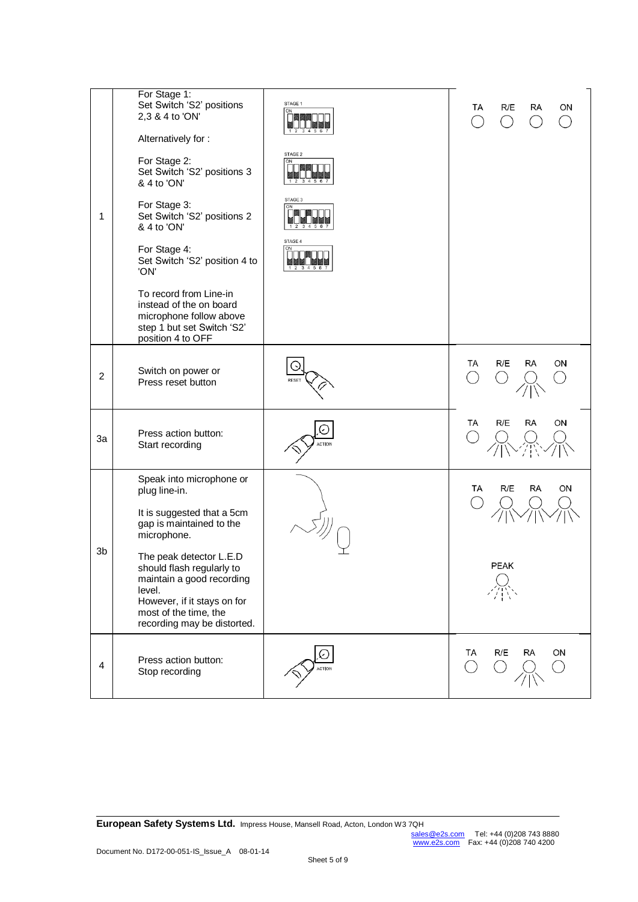| | | | |
|---|---|---|---|
| 1 | For Stage 1: Set Switch 'S2' positions 2,3 & 4 to 'ON'<br><br>Alternatively for :<br><br>For Stage 2: Set Switch 'S2' positions 3 & 4 to 'ON'<br><br>For Stage 3: Set Switch 'S2' positions 2 & 4 to 'ON'<br><br>For Stage 4: Set Switch 'S2' position 4 to 'ON'<br><br>To record from Line-in instead of the on board microphone follow above step 1 but set Switch 'S2' position 4 to OFF | STAGE 1 ON 1 2 3 4 5 6 7<br>STAGE 2 ON 1 2 3 4 5 6 7<br>STAGE 3 ON 1 2 3 4 5 6 7<br>STAGE 4 ON 1 2 3 4 5 6 7 | TA R/E RA ON |
| 2 | Switch on power or Press reset button | RESET | TA R/E RA ON |
| 3a | Press action button: Start recording | ACTION | TA R/E RA ON |
| 3b | Speak into microphone or plug line-in.<br><br>It is suggested that a 5cm gap is maintained to the microphone.<br><br>The peak detector L.E.D should flash regularly to maintain a good recording level. However, if it stays on for most of the time, the recording may be distorted. | | TA R/E RA ON<br><br>PEAK |
| 4 | Press action button: Stop recording | ACTION | TA R/E RA ON |

**European Safety Systems Ltd.** Impress House, Mansell Road, Acton, London W3 7QH
sales@e2s.com Tel: +44 (0)208 743 8880
www.e2s.com Fax: +44 (0)208 740 4200

Document No. D172-00-051-IS_Issue_A 08-01-14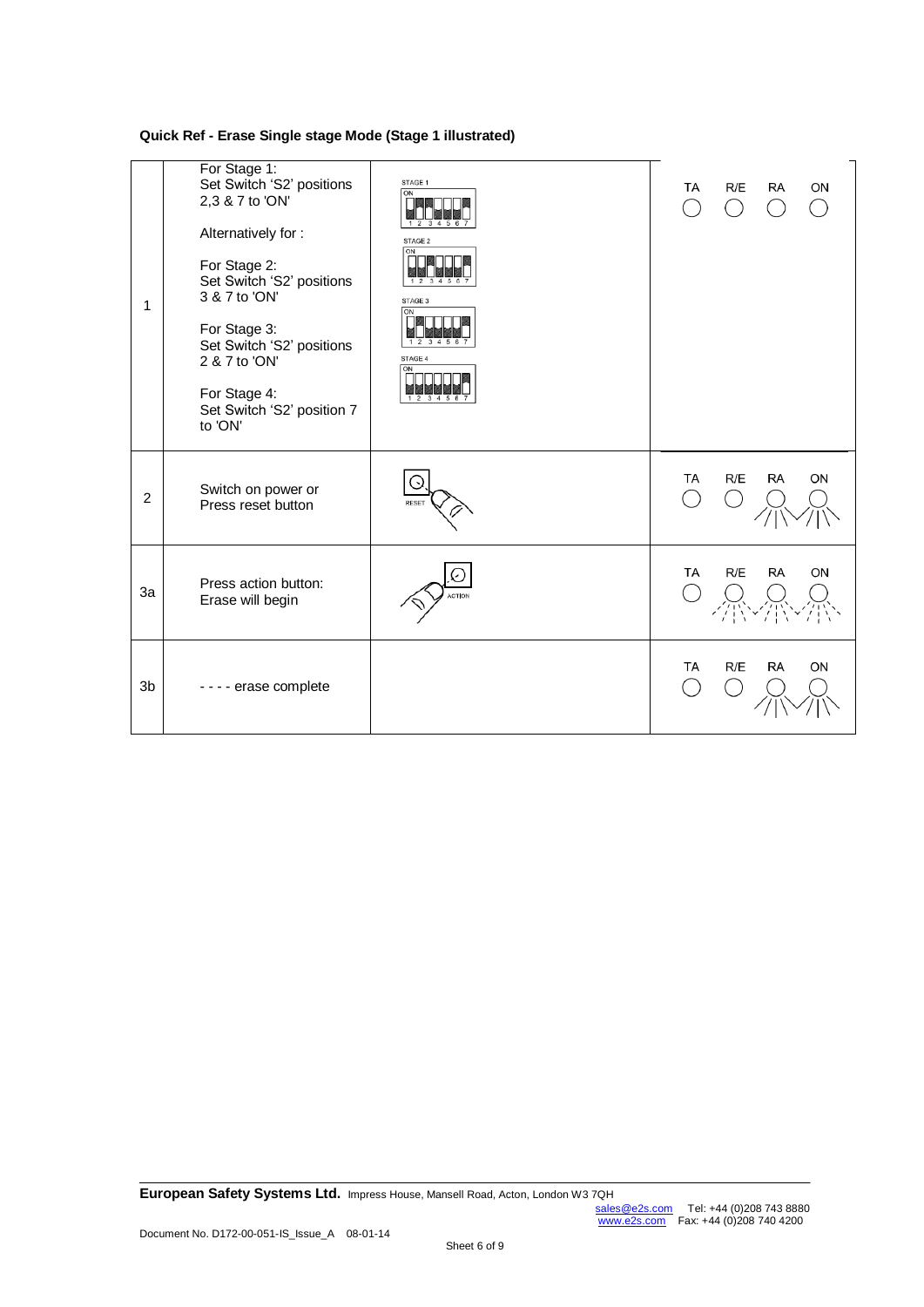**Quick Ref - Erase Single stage Mode (Stage 1 illustrated)**

| | | | |
|---|---|---|---|
| 1 | For Stage 1: Set Switch 'S2' positions 2,3 & 7 to 'ON'<br><br>Alternatively for :<br><br>For Stage 2: Set Switch 'S2' positions 3 & 7 to 'ON'<br><br>For Stage 3: Set Switch 'S2' positions 2 & 7 to 'ON'<br><br>For Stage 4: Set Switch 'S2' position 7 to 'ON' | STAGE 1 ON 1 2 3 4 5 6 7<br>STAGE 2 ON 1 2 3 4 5 6 7<br>STAGE 3 ON 1 2 3 4 5 6 7<br>STAGE 4 ON 1 2 3 4 5 6 7 | TA R/E RA ON |
| 2 | Switch on power or Press reset button | RESET | TA R/E RA ON |
| 3a | Press action button: Erase will begin | ACTION | TA R/E RA ON |
| 3b | - - - - erase complete | | TA R/E RA ON |

**European Safety Systems Ltd.** Impress House, Mansell Road, Acton, London W3 7QH
sales@e2s.com Tel: +44 (0)208 743 8880
www.e2s.com Fax: +44 (0)208 740 4200

Document No. D172-00-051-IS_Issue_A 08-01-14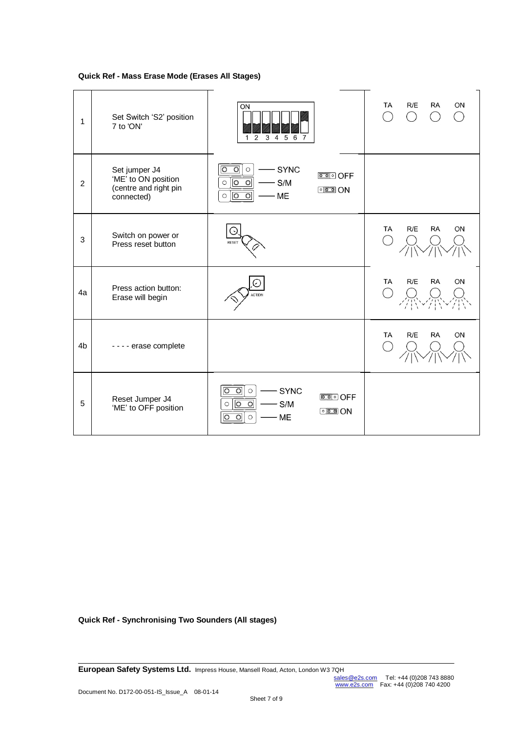**Quick Ref - Mass Erase Mode (Erases All Stages)**

| | | | |
|---|---|---|---|
| 1 | Set Switch 'S2' position 7 to 'ON' | ON 1 2 3 4 5 6 7 | TA R/E RA ON |
| 2 | Set jumper J4 'ME' to ON position (centre and right pin connected) | SYNC S/M ME OFF ON | |
| 3 | Switch on power or Press reset button | RESET | TA R/E RA ON |
| 4a | Press action button: Erase will begin | ACTION | TA R/E RA ON |
| 4b | - - - - erase complete | | TA R/E RA ON |
| 5 | Reset Jumper J4 'ME' to OFF position | SYNC S/M ME OFF ON | |

**Quick Ref - Synchronising Two Sounders (All stages)**

**European Safety Systems Ltd.** Impress House, Mansell Road, Acton, London W3 7QH
sales@e2s.com Tel: +44 (0)208 743 8880
www.e2s.com Fax: +44 (0)208 740 4200

Document No. D172-00-051-IS_Issue_A 08-01-14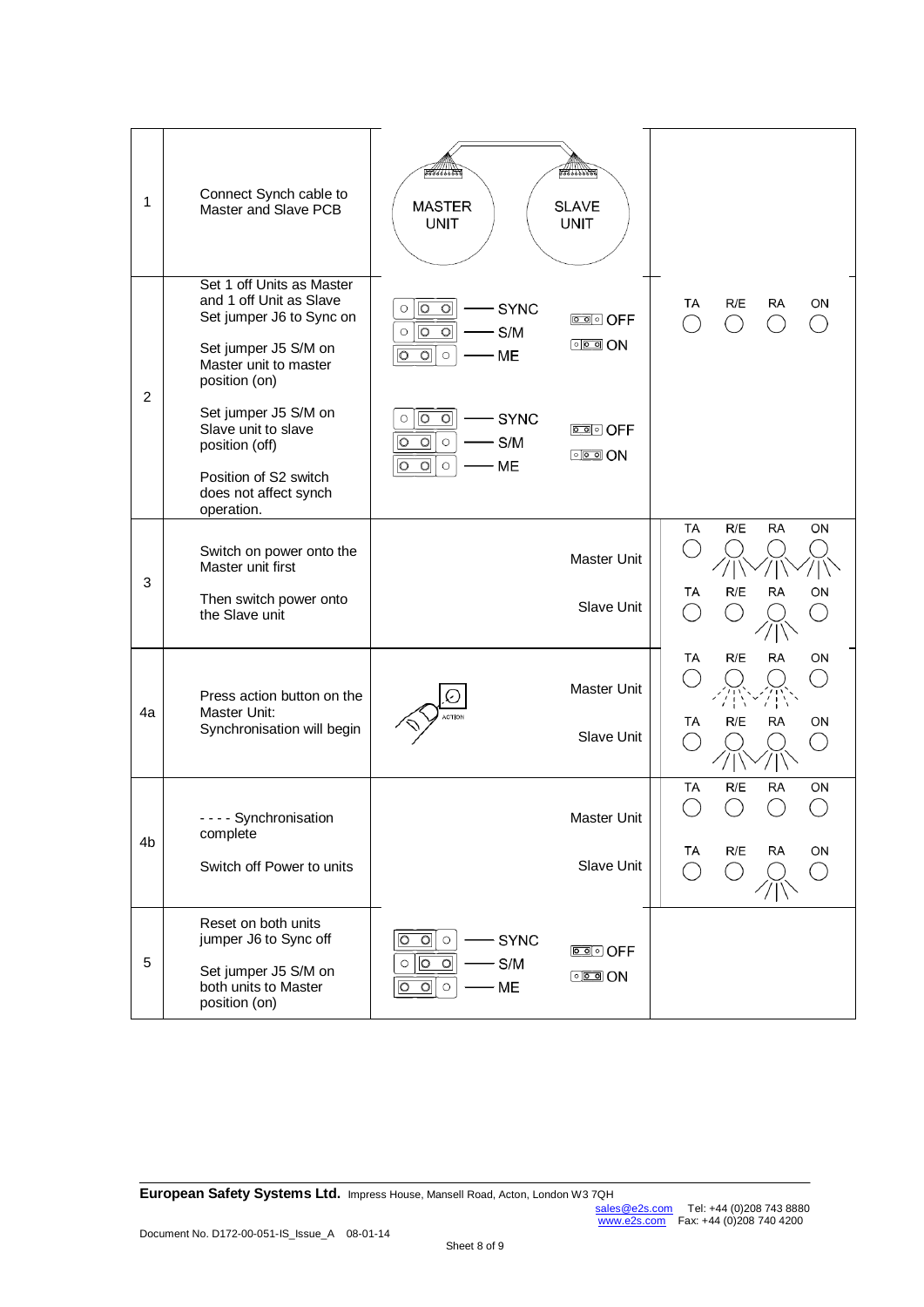| Step | Instruction | Jumper / Diagram | LED Indications |
| --- | --- | --- | --- |
| 1 | Connect Synch cable to Master and Slave PCB | MASTER UNIT — SLAVE UNIT | |
| 2 | Set 1 off Units as Master and 1 off Unit as Slave<br>Set jumper J6 to Sync on<br><br>Set jumper J5 S/M on Master unit to master position (on)<br><br>Set jumper J5 S/M on Slave unit to slave position (off)<br><br>Position of S2 switch does not affect synch operation. | SYNC<br>S/M<br>ME<br>OFF<br>ON<br><br>SYNC<br>S/M<br>ME<br>OFF<br>ON | TA R/E RA ON |
| 3 | Switch on power onto the Master unit first<br><br>Then switch power onto the Slave unit | Master Unit<br><br>Slave Unit | TA R/E RA ON<br><br>TA R/E RA ON |
| 4a | Press action button on the Master Unit:<br>Synchronisation will begin | ACTION<br>Master Unit<br><br>Slave Unit | TA R/E RA ON<br><br>TA R/E RA ON |
| 4b | - - - - Synchronisation complete<br><br>Switch off Power to units | Master Unit<br><br>Slave Unit | TA R/E RA ON<br><br>TA R/E RA ON |
| 5 | Reset on both units jumper J6 to Sync off<br><br>Set jumper J5 S/M on both units to Master position (on) | SYNC<br>S/M<br>ME<br>OFF<br>ON | |

**European Safety Systems Ltd.** Impress House, Mansell Road, Acton, London W3 7QH
sales@e2s.com Tel: +44 (0)208 743 8880
www.e2s.com Fax: +44 (0)208 740 4200

Document No. D172-00-051-IS_Issue_A 08-01-14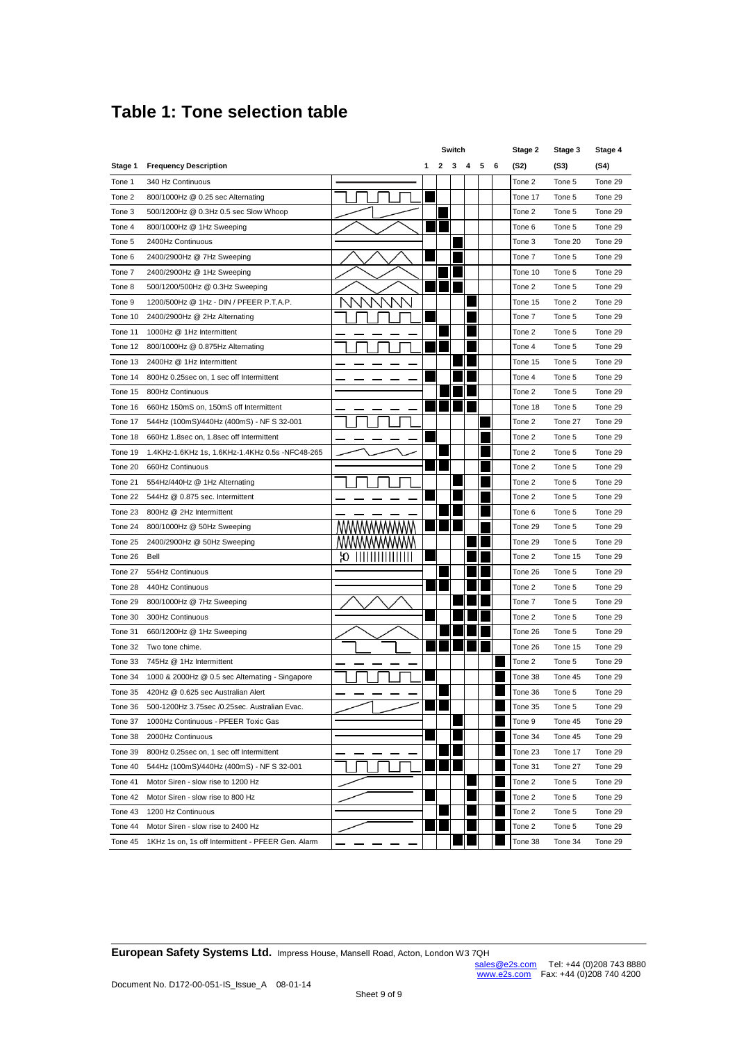# Table 1: Tone selection table

| | | Switch | | | | | | Stage 2 | Stage 3 | Stage 4 |
|---|---|---|---|---|---|---|---|---|---|---|
| **Stage 1** | **Frequency Description** | **1** | **2** | **3** | **4** | **5** | **6** | **(S2)** | **(S3)** | **(S4)** |
| Tone 1 | 340 Hz Continuous | | | | | | | Tone 2 | Tone 5 | Tone 29 |
| Tone 2 | 800/1000Hz @ 0.25 sec Alternating | ■ | | | | | | Tone 17 | Tone 5 | Tone 29 |
| Tone 3 | 500/1200Hz @ 0.3Hz 0.5 sec Slow Whoop | | ■ | | | | | Tone 2 | Tone 5 | Tone 29 |
| Tone 4 | 800/1000Hz @ 1Hz Sweeping | ■ | ■ | | | | | Tone 6 | Tone 5 | Tone 29 |
| Tone 5 | 2400Hz Continuous | | | ■ | | | | Tone 3 | Tone 20 | Tone 29 |
| Tone 6 | 2400/2900Hz @ 7Hz Sweeping | ■ | | ■ | | | | Tone 7 | Tone 5 | Tone 29 |
| Tone 7 | 2400/2900Hz @ 1Hz Sweeping | | ■ | ■ | | | | Tone 10 | Tone 5 | Tone 29 |
| Tone 8 | 500/1200/500Hz @ 0.3Hz Sweeping | ■ | ■ | ■ | | | | Tone 2 | Tone 5 | Tone 29 |
| Tone 9 | 1200/500Hz @ 1Hz - DIN / PFEER P.T.A.P. | | | | ■ | | | Tone 15 | Tone 2 | Tone 29 |
| Tone 10 | 2400/2900Hz @ 2Hz Alternating | ■ | | | ■ | | | Tone 7 | Tone 5 | Tone 29 |
| Tone 11 | 1000Hz @ 1Hz Intermittent | | ■ | | ■ | | | Tone 2 | Tone 5 | Tone 29 |
| Tone 12 | 800/1000Hz @ 0.875Hz Alternating | ■ | ■ | | ■ | | | Tone 4 | Tone 5 | Tone 29 |
| Tone 13 | 2400Hz @ 1Hz Intermittent | | | ■ | ■ | | | Tone 15 | Tone 5 | Tone 29 |
| Tone 14 | 800Hz 0.25sec on, 1 sec off Intermittent | ■ | | ■ | ■ | | | Tone 4 | Tone 5 | Tone 29 |
| Tone 15 | 800Hz Continuous | | ■ | ■ | ■ | | | Tone 2 | Tone 5 | Tone 29 |
| Tone 16 | 660Hz 150mS on, 150mS off Intermittent | ■ | ■ | ■ | ■ | | | Tone 18 | Tone 5 | Tone 29 |
| Tone 17 | 544Hz (100mS)/440Hz (400mS) - NF S 32-001 | | | | | ■ | | Tone 2 | Tone 27 | Tone 29 |
| Tone 18 | 660Hz 1.8sec on, 1.8sec off Intermittent | ■ | | | | ■ | | Tone 2 | Tone 5 | Tone 29 |
| Tone 19 | 1.4KHz-1.6KHz 1s, 1.6KHz-1.4KHz 0.5s -NFC48-265 | | ■ | | | ■ | | Tone 2 | Tone 5 | Tone 29 |
| Tone 20 | 660Hz Continuous | ■ | ■ | | | ■ | | Tone 2 | Tone 5 | Tone 29 |
| Tone 21 | 554Hz/440Hz @ 1Hz Alternating | | | ■ | | ■ | | Tone 2 | Tone 5 | Tone 29 |
| Tone 22 | 544Hz @ 0.875 sec. Intermittent | ■ | | ■ | | ■ | | Tone 2 | Tone 5 | Tone 29 |
| Tone 23 | 800Hz @ 2Hz Intermittent | | ■ | ■ | | ■ | | Tone 6 | Tone 5 | Tone 29 |
| Tone 24 | 800/1000Hz @ 50Hz Sweeping | ■ | ■ | ■ | | ■ | | Tone 29 | Tone 5 | Tone 29 |
| Tone 25 | 2400/2900Hz @ 50Hz Sweeping | | | | ■ | ■ | | Tone 29 | Tone 5 | Tone 29 |
| Tone 26 | Bell | ■ | | | ■ | ■ | | Tone 2 | Tone 15 | Tone 29 |
| Tone 27 | 554Hz Continuous | | ■ | | ■ | ■ | | Tone 26 | Tone 5 | Tone 29 |
| Tone 28 | 440Hz Continuous | ■ | ■ | | ■ | ■ | | Tone 2 | Tone 5 | Tone 29 |
| Tone 29 | 800/1000Hz @ 7Hz Sweeping | | | ■ | ■ | ■ | | Tone 7 | Tone 5 | Tone 29 |
| Tone 30 | 300Hz Continuous | ■ | | ■ | ■ | ■ | | Tone 2 | Tone 5 | Tone 29 |
| Tone 31 | 660/1200Hz @ 1Hz Sweeping | | ■ | ■ | ■ | ■ | | Tone 26 | Tone 5 | Tone 29 |
| Tone 32 | Two tone chime. | ■ | ■ | ■ | ■ | ■ | | Tone 26 | Tone 15 | Tone 29 |
| Tone 33 | 745Hz @ 1Hz Intermittent | | | | | | ■ | Tone 2 | Tone 5 | Tone 29 |
| Tone 34 | 1000 & 2000Hz @ 0.5 sec Alternating - Singapore | ■ | | | | | ■ | Tone 38 | Tone 45 | Tone 29 |
| Tone 35 | 420Hz @ 0.625 sec Australian Alert | | ■ | | | | ■ | Tone 36 | Tone 5 | Tone 29 |
| Tone 36 | 500-1200Hz 3.75sec /0.25sec. Australian Evac. | ■ | ■ | | | | ■ | Tone 35 | Tone 5 | Tone 29 |
| Tone 37 | 1000Hz Continuous - PFEER Toxic Gas | | | ■ | | | ■ | Tone 9 | Tone 45 | Tone 29 |
| Tone 38 | 2000Hz Continuous | ■ | | ■ | | | ■ | Tone 34 | Tone 45 | Tone 29 |
| Tone 39 | 800Hz 0.25sec on, 1 sec off Intermittent | | ■ | ■ | | | ■ | Tone 23 | Tone 17 | Tone 29 |
| Tone 40 | 544Hz (100mS)/440Hz (400mS) - NF S 32-001 | ■ | ■ | ■ | | | ■ | Tone 31 | Tone 27 | Tone 29 |
| Tone 41 | Motor Siren - slow rise to 1200 Hz | | | | ■ | | ■ | Tone 2 | Tone 5 | Tone 29 |
| Tone 42 | Motor Siren - slow rise to 800 Hz | ■ | | | ■ | | ■ | Tone 2 | Tone 5 | Tone 29 |
| Tone 43 | 1200 Hz Continuous | | ■ | | ■ | | ■ | Tone 2 | Tone 5 | Tone 29 |
| Tone 44 | Motor Siren - slow rise to 2400 Hz | ■ | ■ | | ■ | | ■ | Tone 2 | Tone 5 | Tone 29 |
| Tone 45 | 1KHz 1s on, 1s off Intermittent - PFEER Gen. Alarm | | | ■ | ■ | | ■ | Tone 38 | Tone 34 | Tone 29 |

**European Safety Systems Ltd.** Impress House, Mansell Road, Acton, London W3 7QH

sales@e2s.com Tel: +44 (0)208 743 8880
www.e2s.com Fax: +44 (0)208 740 4200

Document No. D172-00-051-IS_Issue_A 08-01-14